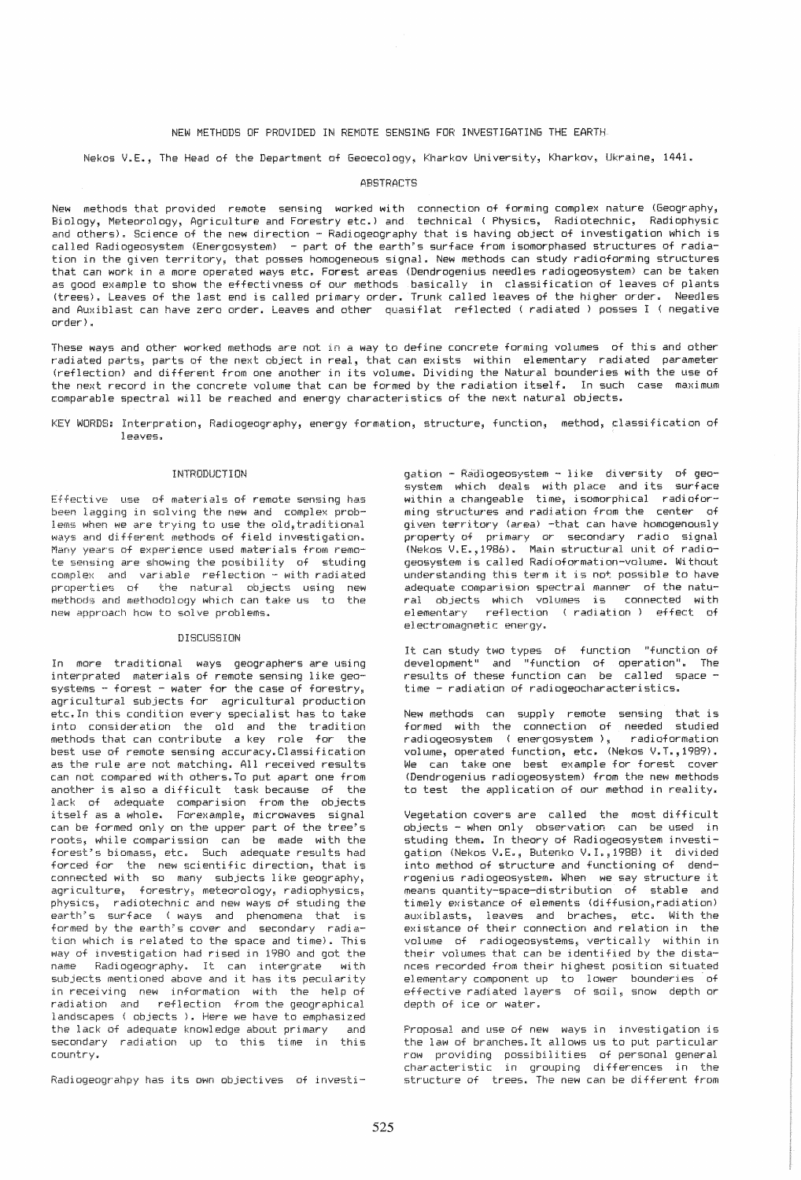# NEW METHODS OF PROVIDED IN REMOTE SENSING FOR INVESTIGATING THE EARTH

Nekos V.E., The Head of the Department of Geoecology, Kharkov University, Kharkov, Ukraine, 1441.

## ABSTRACTS

New methods that provided remote sensing worked with connection of forming complex nature (Geography, Biology, Meteorology, Agriculture and Forestry etc.) and technical ( Physics, Radiotechnic, Radiophysic and others). Science of the new direction - Radiogeography that is having object of investigation which is called Radiogeosystem (Energosystem) - part of the earth's surface from isomorphased structures of radiation in the given territory, that posses homogeneous signal. New methods can study radioforming structures that can work in a more operated ways etc. Forest areas (Dendrogenius needles radiogeosystem) can be taken as good example to show the effectivness of our methods basically in classification of leaves of plants (trees). Leaves of the last end is called primary order. Trunk called leaves of the higher order. Needles and Auxiblast can have zero order. Leaves and other quasiflat reflected ( radiated ) posses I ( negative order).

These ways and other worked methods are not in a way to define concrete forming volumes of this and other radiated parts, parts of the next object in real, that can exists within elementary radiated parameter (reflection) and different from one another in its volume. Dividing the Natural bounderies with the use of the next record in the concrete volume that can be formed by the radiation itself. In such case maximum comparable spectral will be reached and energy characteristics of the next natural objects.

KEY WORDS: Interpration, Radiogeography, energy formation, structure, function, method, classification of leaves.

## INTRODUCTION

Effective use of materials of remote sensing has been lagging in solving the new and complex problems when we are trying to use the old,traditional ways and different methods of field investigation. Many years of experience used materials from remote sensing are showing the posibility of studing complex and variable reflection - with radiated properties of the natural objects using new methods and methodology which can take us to the new approach how to solve problems.

## DISCUSSION

In more traditional ways geographers are using interprated materials of remote sensing like geosystems - forest - water for the case of forestry, agricultural subjects for agricultural production etc.In this condition every specialist has to take into consideration the old and the tradition methods that can contribute a key role for the best use of remote sensing accuracy.Classification as the rule are not matching. All received results can not compared with others.To put apart one from another is also a difficult task because of the lack of adequate comparision from the objects itself as a whole. Forexample, microwaves signal can be formed only on the upper part of the tree's roots, while comparission can be made with the forest's biomass, etc. Such adequate results had forced for the new scientific direction, that is connected with so many subjects like geography, agriculture, forestry, meteorology, radiophysics, physics, radiotechnic and new ways of studing the earth's surface ( ways and phenomena that is formed by the earth's cover and secondary radiation which is related to the space and time). This way of investigation had rised in 1980 and got the name Radiogeography. It can intergrate with subjects mentioned above and it has its pecularity in receiving new information with the help of radiation and reflection from the geographical landscapes ( objects ). Here we have to emphasized the lack of adequate knowledge about primary and secondary radiation up to this time in this country.

Radiogeograhpy has its own objectives of investigation - Radiogeosystem - like diversity of geosystem which deals with place and its surface within a changeable time, isomorphical radioforming structures and radiation from the center of given territory (area) -that can have homogenously property of primary or secondary radio signal (Nekos V.E.,1986). Main structural unit of radiogeosystem is called Radioformation-volume. Without understanding this term it is not possible to have adequate comparision spectral manner of the natural objects which volumes is connected with elementary reflection ( radiation ) effect of electromagnetic energy.

It can study two types of function "function of development" and "function of operation". The results of these function can be called space - time - radiation of radiogeocharacteristics.

New methods can supply remote sensing that is formed with the connection of needed studied radiogeosystem ( energosystem ), radioformation volume, operated function, etc. (Nekos V.T.,1989). We can take one best example for forest cover (Dendrogenius radiogeosystem) from the new methods to test the application of our method in reality.

Vegetation covers are called the most difficult objects - when only observation can be used in studing them. In theory of Radiogeosystem investigation (Nekos V.E., Butenko V.I.,1988) it divided into method of structure and functioning of dendrogenius radiogeosystem. When we say structure it means quantity-space-distribution of stable and timely existance of elements (diffusion,radiation) auxiblasts, leaves and braches, etc. With the existance of their connection and relation in the volume of radiogeosystems, vertically within in their volumes that can be identified by the distances recorded from their highest position situated elementary component up to lower bounderies of effective radiated layers of soil, snow depth or depth of ice or water.

Proposal and use of new ways in investigation is the law of branches.It allows us to put particular row providing possibilities of personal general characteristic in grouping differences in the structure of trees. The new can be different from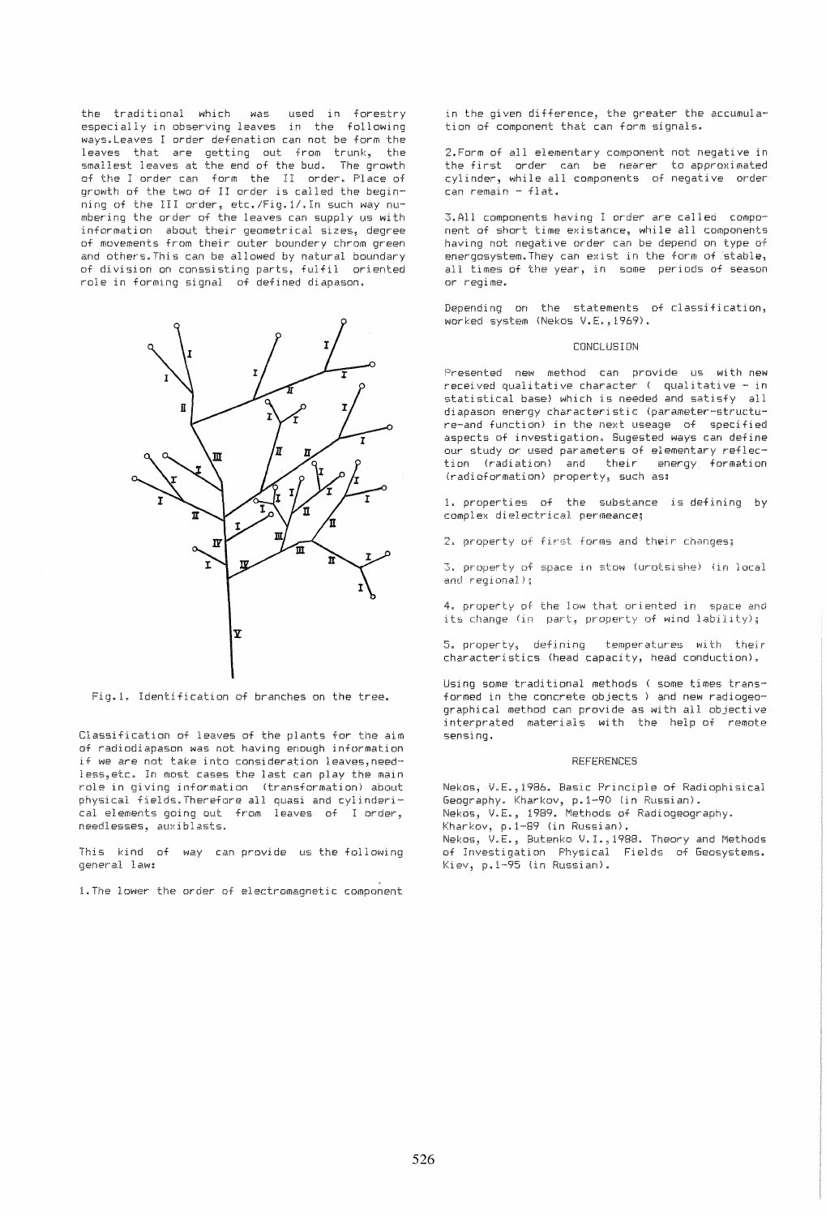the traditional which was used in forestry especially in observing leaves in the following ways.Leaves I order defenation can not be form the leaves that are getting out from trunk, the smallest leaves at the end of the bud. The growth of the I order can form the II order. Place of growth of the two of II order is called the beginning of the III order, etc./Fig.1/.In such way numbering the order of the leaves can supply us with information about their geometrical sizes, degree of movements from their outer boundery chrom green and others.This can be allowed by natural boundary of division on conssisting parts, fulfil oriented role in forming signal of defined diapason.

I
I
II
I
I
I
I
II
I
I
I
I
III
II
II
I
I
I
I
I
II
II
I
I
I
II
IV
III
III
II
I
I
IV
I
V

Fig.1. Identification of branches on the tree.

Classification of leaves of the plants for the aim of radiodiapason was not having enough information if we are not take into consideration leaves,needless,etc. In most cases the last can play the main role in giving information (transformation) about physical fields.Therefore all quasi and cylinderical elements going out from leaves of I order, needlesses, auxiblasts.

This kind of way can provide us the following general law:

1.The lower the order of electromagnetic component in the given difference, the greater the accumulation of component that can form signals.

2.Form of all elementary component not negative in the first order can be nearer to approximated cylinder, while all components of negative order can remain - flat.

3.All components having I order are called component of short time existance, while all components having not negative order can be depend on type of energosystem.They can exist in the form of stable, all times of the year, in some periods of season or regime.

Depending on the statements of classification, worked system (Nekos V.E.,1969).

## CONCLUSION

Presented new method can provide us with new received qualitative character ( qualitative - in statistical base) which is needed and satisfy all diapason energy characteristic (parameter-structure-and function) in the next useage of specified aspects of investigation. Sugested ways can define our study or used parameters of elementary reflection (radiation) and their energy formation (radioformation) property, such as:

1. properties of the substance is defining by complex dielectrical permeance;

2. property of first forms and their changes;

3. property of space in stow (urotsishe) (in local and regional);

4. property of the low that oriented in space and its change (in part, property of wind lability);

5. property, defining temperatures with their characteristics (head capacity, head conduction).

Using some traditional methods ( some times transformed in the concrete objects ) and new radiogeographical method can provide as with all objective interprated materials with the help of remote sensing.

## REFERENCES

Nekos, V.E.,1986. Basic Principle of Radiophisical Geography. Kharkov, p.1-90 (in Russian).

Nekos, V.E., 1989. Methods of Radiogeography. Kharkov, p.1-89 (in Russian).

Nekos, V.E., Butenko V.I.,1988. Theory and Methods of Investigation Physical Fields of Geosystems. Kiev, p.1-95 (in Russian).